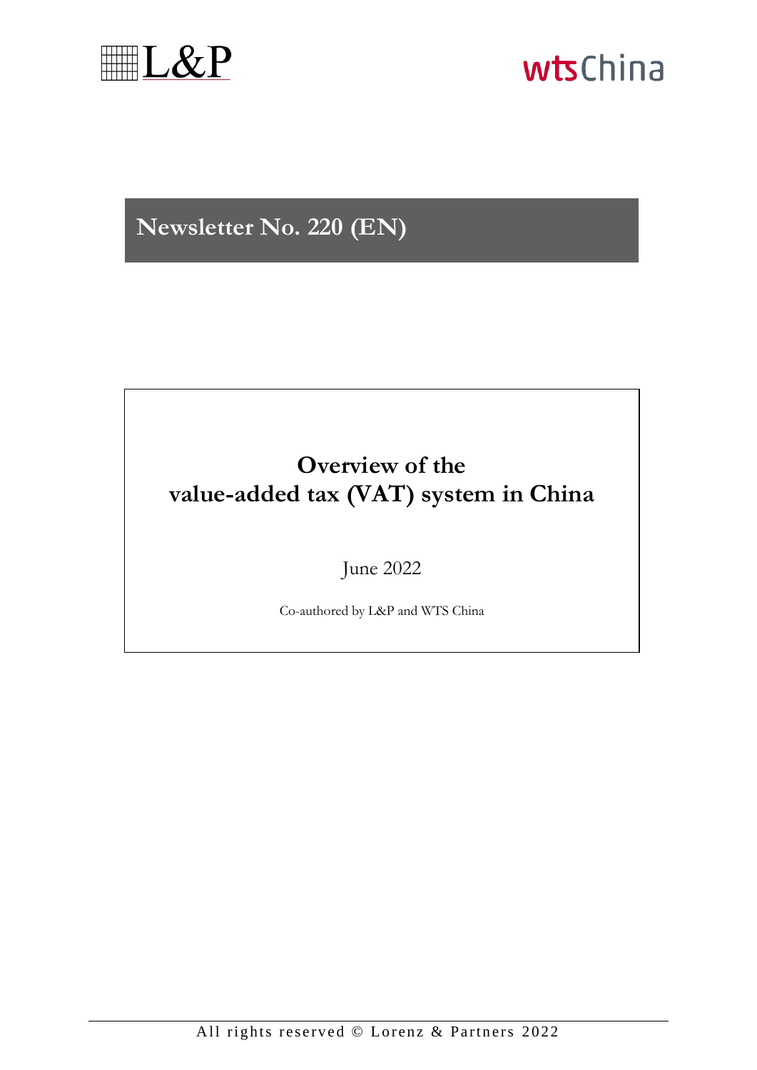L&P

wtsChina

# Newsletter No. 220 (EN)

## Overview of the value-added tax (VAT) system in China

June 2022

Co-authored by L&P and WTS China

All rights reserved © Lorenz & Partners 2022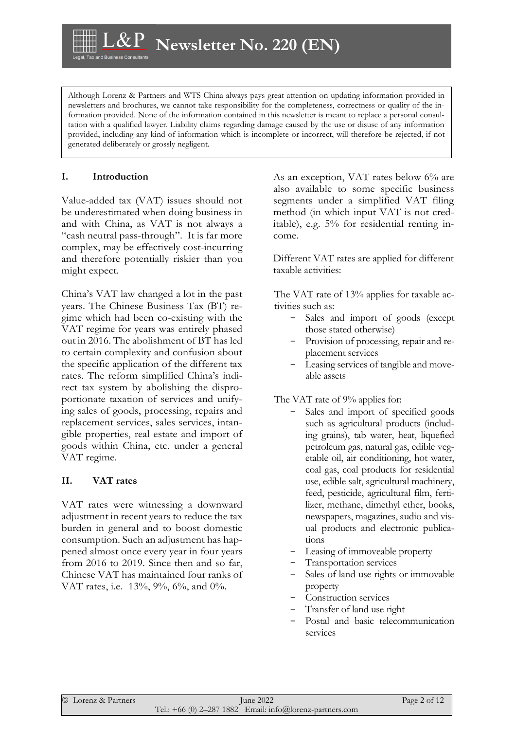Although Lorenz & Partners and WTS China always pays great attention on updating information provided in newsletters and brochures, we cannot take responsibility for the completeness, correctness or quality of the information provided. None of the information contained in this newsletter is meant to replace a personal consultation with a qualified lawyer. Liability claims regarding damage caused by the use or disuse of any information provided, including any kind of information which is incomplete or incorrect, will therefore be rejected, if not generated deliberately or grossly negligent.

## I. Introduction

Value-added tax (VAT) issues should not be underestimated when doing business in and with China, as VAT is not always a "cash neutral pass-through". It is far more complex, may be effectively cost-incurring and therefore potentially riskier than you might expect.

China's VAT law changed a lot in the past years. The Chinese Business Tax (BT) regime which had been co-existing with the VAT regime for years was entirely phased out in 2016. The abolishment of BT has led to certain complexity and confusion about the specific application of the different tax rates. The reform simplified China's indirect tax system by abolishing the disproportionate taxation of services and unifying sales of goods, processing, repairs and replacement services, sales services, intangible properties, real estate and import of goods within China, etc. under a general VAT regime.

## II. VAT rates

VAT rates were witnessing a downward adjustment in recent years to reduce the tax burden in general and to boost domestic consumption. Such an adjustment has happened almost once every year in four years from 2016 to 2019. Since then and so far, Chinese VAT has maintained four ranks of VAT rates, i.e. 13%, 9%, 6%, and 0%.

As an exception, VAT rates below 6% are also available to some specific business segments under a simplified VAT filing method (in which input VAT is not creditable), e.g. 5% for residential renting income.

Different VAT rates are applied for different taxable activities:

The VAT rate of 13% applies for taxable activities such as:

- Sales and import of goods (except those stated otherwise)
- Provision of processing, repair and replacement services
- Leasing services of tangible and moveable assets

The VAT rate of 9% applies for:

- Sales and import of specified goods such as agricultural products (including grains), tab water, heat, liquefied petroleum gas, natural gas, edible vegetable oil, air conditioning, hot water, coal gas, coal products for residential use, edible salt, agricultural machinery, feed, pesticide, agricultural film, fertilizer, methane, dimethyl ether, books, newspapers, magazines, audio and visual products and electronic publications
- Leasing of immoveable property
- Transportation services
- Sales of land use rights or immovable property
- Construction services
- Transfer of land use right
- Postal and basic telecommunication services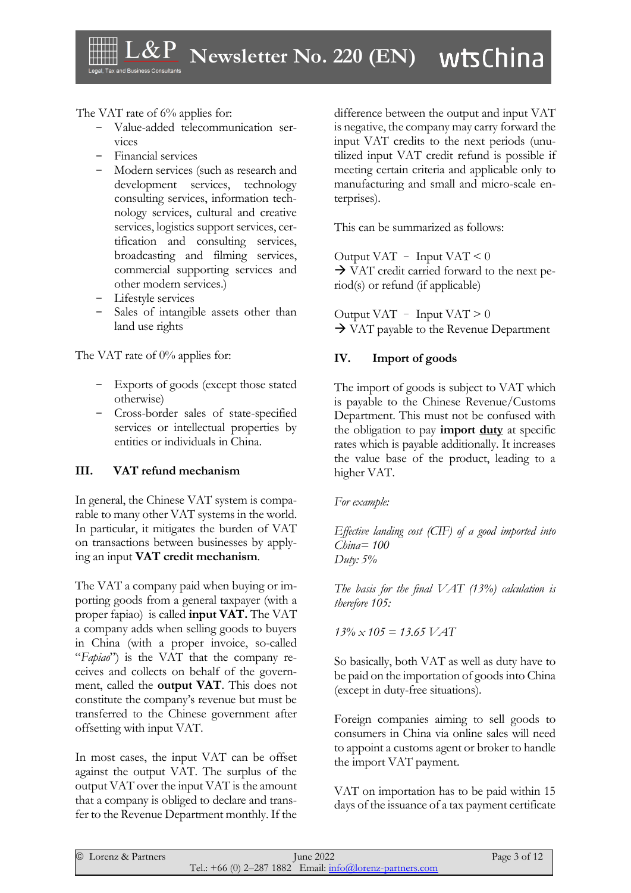The VAT rate of 6% applies for:

- Value-added telecommunication services
- Financial services
- Modern services (such as research and development services, technology consulting services, information technology services, cultural and creative services, logistics support services, certification and consulting services, broadcasting and filming services, commercial supporting services and other modern services.)
- Lifestyle services
- Sales of intangible assets other than land use rights

The VAT rate of 0% applies for:

- Exports of goods (except those stated otherwise)
- Cross-border sales of state-specified services or intellectual properties by entities or individuals in China.

## III. VAT refund mechanism

In general, the Chinese VAT system is comparable to many other VAT systems in the world. In particular, it mitigates the burden of VAT on transactions between businesses by applying an input **VAT credit mechanism**.

The VAT a company paid when buying or importing goods from a general taxpayer (with a proper fapiao) is called **input VAT.** The VAT a company adds when selling goods to buyers in China (with a proper invoice, so-called "*Fapiao*") is the VAT that the company receives and collects on behalf of the government, called the **output VAT**. This does not constitute the company's revenue but must be transferred to the Chinese government after offsetting with input VAT.

In most cases, the input VAT can be offset against the output VAT. The surplus of the output VAT over the input VAT is the amount that a company is obliged to declare and transfer to the Revenue Department monthly. If the difference between the output and input VAT is negative, the company may carry forward the input VAT credits to the next periods (unutilized input VAT credit refund is possible if meeting certain criteria and applicable only to manufacturing and small and micro-scale enterprises).

This can be summarized as follows:

Output VAT – Input VAT < 0
→ VAT credit carried forward to the next period(s) or refund (if applicable)

Output VAT – Input VAT > 0
→ VAT payable to the Revenue Department

## IV. Import of goods

The import of goods is subject to VAT which is payable to the Chinese Revenue/Customs Department. This must not be confused with the obligation to pay **import duty** at specific rates which is payable additionally. It increases the value base of the product, leading to a higher VAT.

*For example:*

*Effective landing cost (CIF) of a good imported into China= 100*
*Duty: 5%*

*The basis for the final VAT (13%) calculation is therefore 105:*

*13% x 105 = 13.65 VAT*

So basically, both VAT as well as duty have to be paid on the importation of goods into China (except in duty-free situations).

Foreign companies aiming to sell goods to consumers in China via online sales will need to appoint a customs agent or broker to handle the import VAT payment.

VAT on importation has to be paid within 15 days of the issuance of a tax payment certificate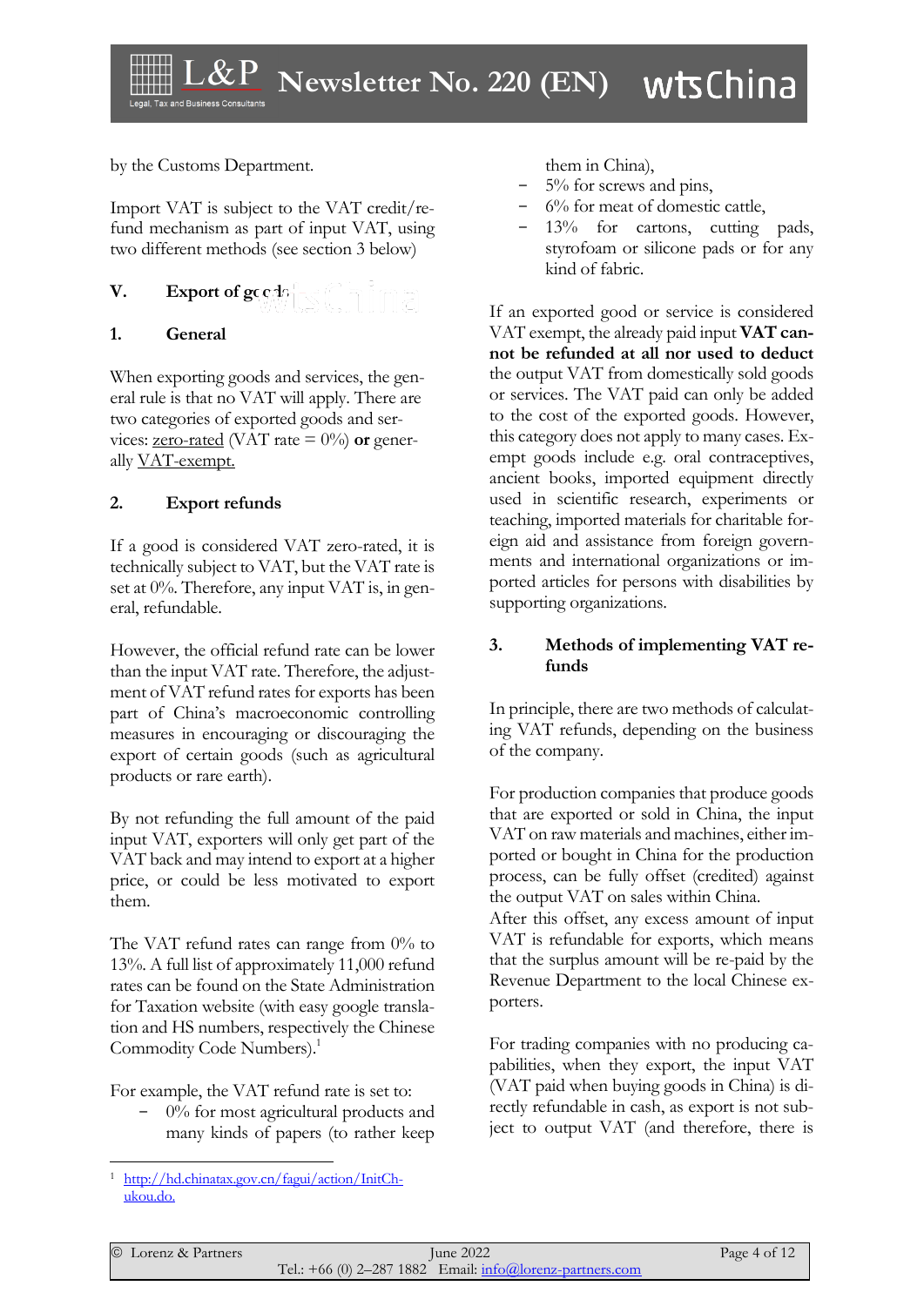by the Customs Department.

Import VAT is subject to the VAT credit/refund mechanism as part of input VAT, using two different methods (see section 3 below)

## V. Export of goods

### 1. General

When exporting goods and services, the general rule is that no VAT will apply. There are two categories of exported goods and services: zero-rated (VAT rate = 0%) **or** generally VAT-exempt.

### 2. Export refunds

If a good is considered VAT zero-rated, it is technically subject to VAT, but the VAT rate is set at 0%. Therefore, any input VAT is, in general, refundable.

However, the official refund rate can be lower than the input VAT rate. Therefore, the adjustment of VAT refund rates for exports has been part of China's macroeconomic controlling measures in encouraging or discouraging the export of certain goods (such as agricultural products or rare earth).

By not refunding the full amount of the paid input VAT, exporters will only get part of the VAT back and may intend to export at a higher price, or could be less motivated to export them.

The VAT refund rates can range from 0% to 13%. A full list of approximately 11,000 refund rates can be found on the State Administration for Taxation website (with easy google translation and HS numbers, respectively the Chinese Commodity Code Numbers).[1]

For example, the VAT refund rate is set to:

- 0% for most agricultural products and many kinds of papers (to rather keep them in China),
- 5% for screws and pins,
- 6% for meat of domestic cattle,
- 13% for cartons, cutting pads, styrofoam or silicone pads or for any kind of fabric.

If an exported good or service is considered VAT exempt, the already paid input **VAT cannot be refunded at all nor used to deduct** the output VAT from domestically sold goods or services. The VAT paid can only be added to the cost of the exported goods. However, this category does not apply to many cases. Exempt goods include e.g. oral contraceptives, ancient books, imported equipment directly used in scientific research, experiments or teaching, imported materials for charitable foreign aid and assistance from foreign governments and international organizations or imported articles for persons with disabilities by supporting organizations.

### 3. Methods of implementing VAT refunds

In principle, there are two methods of calculating VAT refunds, depending on the business of the company.

For production companies that produce goods that are exported or sold in China, the input VAT on raw materials and machines, either imported or bought in China for the production process, can be fully offset (credited) against the output VAT on sales within China.
After this offset, any excess amount of input VAT is refundable for exports, which means that the surplus amount will be re-paid by the Revenue Department to the local Chinese exporters.

For trading companies with no producing capabilities, when they export, the input VAT (VAT paid when buying goods in China) is directly refundable in cash, as export is not subject to output VAT (and therefore, there is

[1] http://hd.chinatax.gov.cn/fagui/action/InitChukou.do.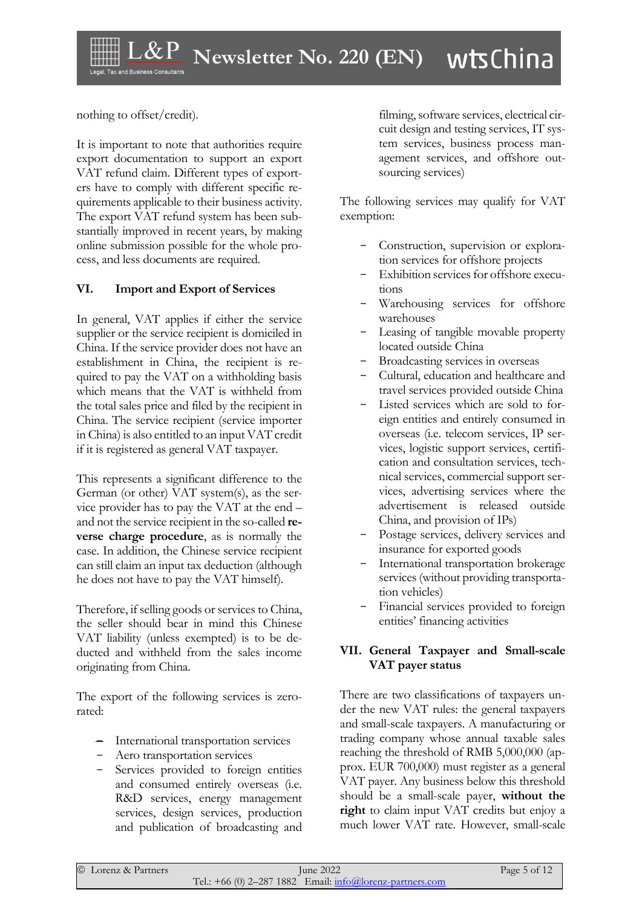nothing to offset/credit).

It is important to note that authorities require export documentation to support an export VAT refund claim. Different types of exporters have to comply with different specific requirements applicable to their business activity. The export VAT refund system has been substantially improved in recent years, by making online submission possible for the whole process, and less documents are required.

## VI. Import and Export of Services

In general, VAT applies if either the service supplier or the service recipient is domiciled in China. If the service provider does not have an establishment in China, the recipient is required to pay the VAT on a withholding basis which means that the VAT is withheld from the total sales price and filed by the recipient in China. The service recipient (service importer in China) is also entitled to an input VAT credit if it is registered as general VAT taxpayer.

This represents a significant difference to the German (or other) VAT system(s), as the service provider has to pay the VAT at the end – and not the service recipient in the so-called **reverse charge procedure**, as is normally the case. In addition, the Chinese service recipient can still claim an input tax deduction (although he does not have to pay the VAT himself).

Therefore, if selling goods or services to China, the seller should bear in mind this Chinese VAT liability (unless exempted) is to be deducted and withheld from the sales income originating from China.

The export of the following services is zero-rated:

- International transportation services
- Aero transportation services
- Services provided to foreign entities and consumed entirely overseas (i.e. R&D services, energy management services, design services, production and publication of broadcasting and filming, software services, electrical circuit design and testing services, IT system services, business process management services, and offshore outsourcing services)

The following services may qualify for VAT exemption:

- Construction, supervision or exploration services for offshore projects
- Exhibition services for offshore executions
- Warehousing services for offshore warehouses
- Leasing of tangible movable property located outside China
- Broadcasting services in overseas
- Cultural, education and healthcare and travel services provided outside China
- Listed services which are sold to foreign entities and entirely consumed in overseas (i.e. telecom services, IP services, logistic support services, certification and consultation services, technical services, commercial support services, advertising services where the advertisement is released outside China, and provision of IPs)
- Postage services, delivery services and insurance for exported goods
- International transportation brokerage services (without providing transportation vehicles)
- Financial services provided to foreign entities' financing activities

## VII. General Taxpayer and Small-scale VAT payer status

There are two classifications of taxpayers under the new VAT rules: the general taxpayers and small-scale taxpayers. A manufacturing or trading company whose annual taxable sales reaching the threshold of RMB 5,000,000 (approx. EUR 700,000) must register as a general VAT payer. Any business below this threshold should be a small-scale payer, **without the right** to claim input VAT credits but enjoy a much lower VAT rate. However, small-scale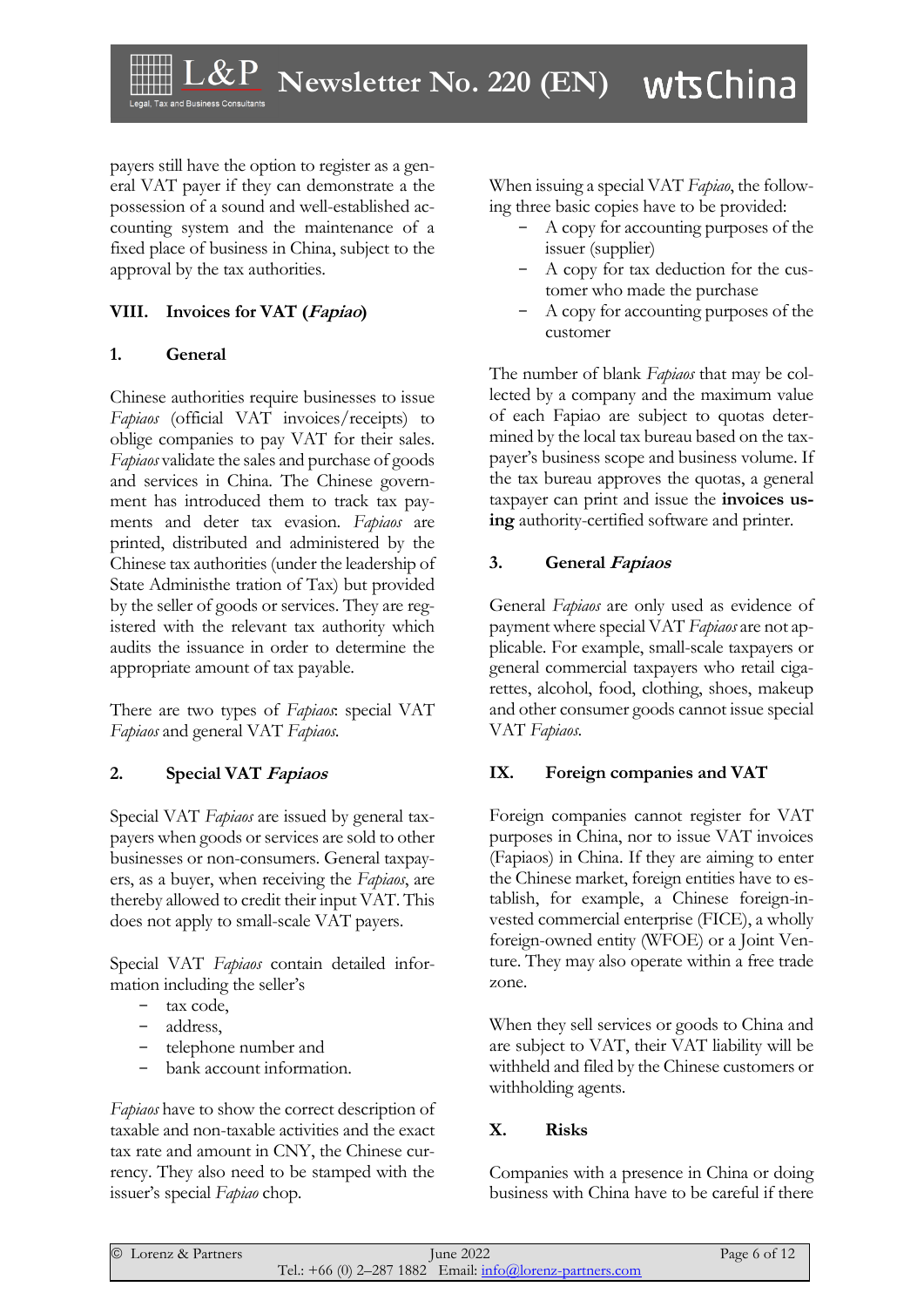payers still have the option to register as a general VAT payer if they can demonstrate a the possession of a sound and well-established accounting system and the maintenance of a fixed place of business in China, subject to the approval by the tax authorities.

## VIII. Invoices for VAT (*Fapiao*)

### 1. General

Chinese authorities require businesses to issue *Fapiaos* (official VAT invoices/receipts) to oblige companies to pay VAT for their sales. *Fapiaos* validate the sales and purchase of goods and services in China. The Chinese government has introduced them to track tax payments and deter tax evasion. *Fapiaos* are printed, distributed and administered by the Chinese tax authorities (under the leadership of State Administhe tration of Tax) but provided by the seller of goods or services. They are registered with the relevant tax authority which audits the issuance in order to determine the appropriate amount of tax payable.

There are two types of *Fapiaos*: special VAT *Fapiaos* and general VAT *Fapiaos*.

### 2. Special VAT *Fapiaos*

Special VAT *Fapiaos* are issued by general taxpayers when goods or services are sold to other businesses or non-consumers. General taxpayers, as a buyer, when receiving the *Fapiaos*, are thereby allowed to credit their input VAT. This does not apply to small-scale VAT payers.

Special VAT *Fapiaos* contain detailed information including the seller's

- tax code,
- address,
- telephone number and
- bank account information.

*Fapiaos* have to show the correct description of taxable and non-taxable activities and the exact tax rate and amount in CNY, the Chinese currency. They also need to be stamped with the issuer's special *Fapiao* chop.

When issuing a special VAT *Fapiao*, the following three basic copies have to be provided:

- A copy for accounting purposes of the issuer (supplier)
- A copy for tax deduction for the customer who made the purchase
- A copy for accounting purposes of the customer

The number of blank *Fapiaos* that may be collected by a company and the maximum value of each Fapiao are subject to quotas determined by the local tax bureau based on the taxpayer's business scope and business volume. If the tax bureau approves the quotas, a general taxpayer can print and issue the **invoices using** authority-certified software and printer.

### 3. General *Fapiaos*

General *Fapiaos* are only used as evidence of payment where special VAT *Fapiaos* are not applicable. For example, small-scale taxpayers or general commercial taxpayers who retail cigarettes, alcohol, food, clothing, shoes, makeup and other consumer goods cannot issue special VAT *Fapiaos*.

## IX. Foreign companies and VAT

Foreign companies cannot register for VAT purposes in China, nor to issue VAT invoices (Fapiaos) in China. If they are aiming to enter the Chinese market, foreign entities have to establish, for example, a Chinese foreign-invested commercial enterprise (FICE), a wholly foreign-owned entity (WFOE) or a Joint Venture. They may also operate within a free trade zone.

When they sell services or goods to China and are subject to VAT, their VAT liability will be withheld and filed by the Chinese customers or withholding agents.

## X. Risks

Companies with a presence in China or doing business with China have to be careful if there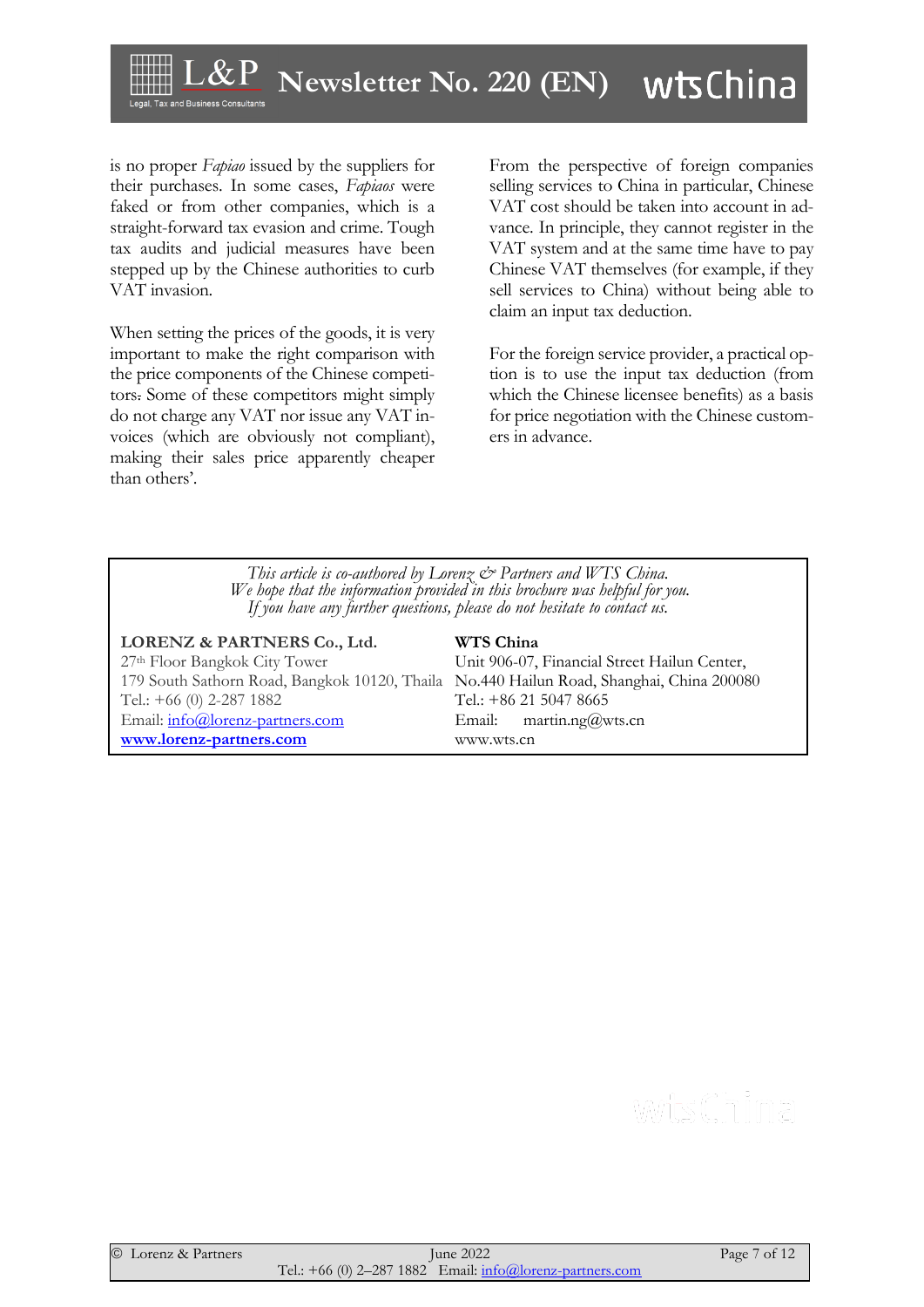is no proper *Fapiao* issued by the suppliers for their purchases. In some cases, *Fapiaos* were faked or from other companies, which is a straight-forward tax evasion and crime. Tough tax audits and judicial measures have been stepped up by the Chinese authorities to curb VAT invasion.

When setting the prices of the goods, it is very important to make the right comparison with the price components of the Chinese competitors. Some of these competitors might simply do not charge any VAT nor issue any VAT invoices (which are obviously not compliant), making their sales price apparently cheaper than others'.

From the perspective of foreign companies selling services to China in particular, Chinese VAT cost should be taken into account in advance. In principle, they cannot register in the VAT system and at the same time have to pay Chinese VAT themselves (for example, if they sell services to China) without being able to claim an input tax deduction.

For the foreign service provider, a practical option is to use the input tax deduction (from which the Chinese licensee benefits) as a basis for price negotiation with the Chinese customers in advance.

*This article is co-authored by Lorenz & Partners and WTS China.*
*We hope that the information provided in this brochure was helpful for you.*
*If you have any further questions, please do not hesitate to contact us.*

**LORENZ & PARTNERS Co., Ltd.**
27th Floor Bangkok City Tower
179 South Sathorn Road, Bangkok 10120, Thaila
Tel.: +66 (0) 2-287 1882
Email: info@lorenz-partners.com
**www.lorenz-partners.com**

**WTS China**
Unit 906-07, Financial Street Hailun Center,
No.440 Hailun Road, Shanghai, China 200080
Tel.: +86 21 5047 8665
Email: martin.ng@wts.cn
www.wts.cn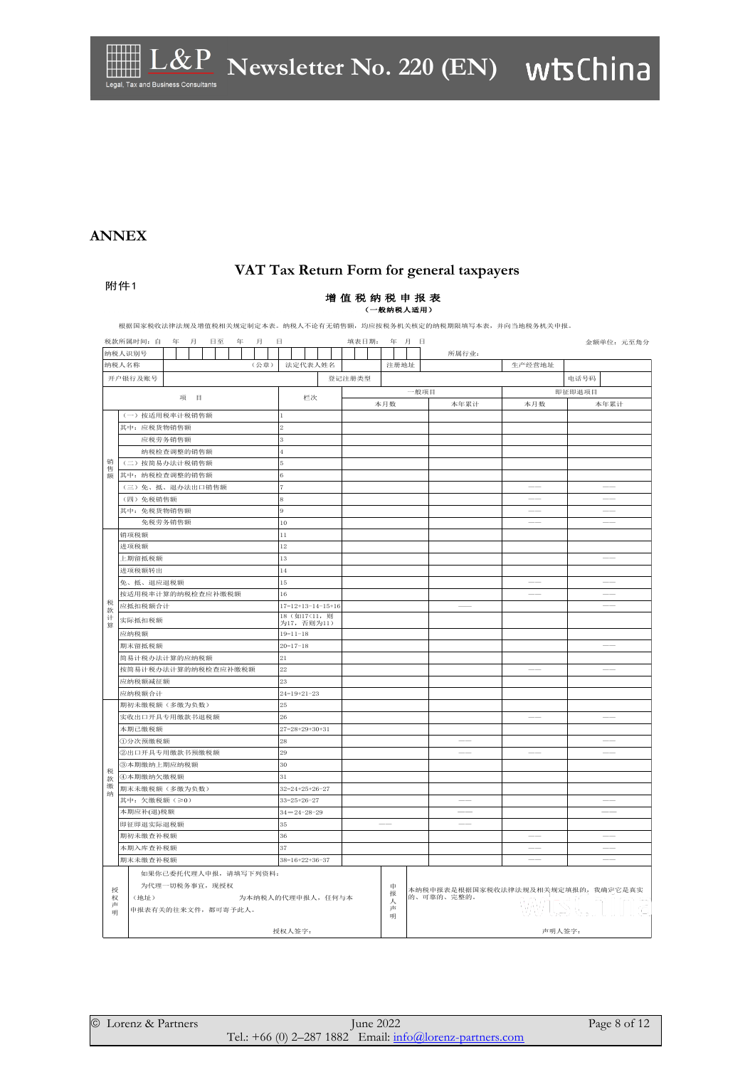# ANNEX

## VAT Tax Return Form for general taxpayers

附件1

### 增值税纳税申报表

**（一般纳税人适用）**

根据国家税收法律法规及增值税相关规定制定本表。纳税人不论有无销售额，均应按税务机关核定的纳税期限填写本表，并向当地税务机关申报。

税款所属时间：自　年　月　日至　年　月　日　　填表日期：　年　月　日　　金额单位：元至角分

| 纳税人识别号 | | | | 所属行业： | | |
|---|---|---|---|---|---|---|
| 纳税人名称 | （公章） | 法定代表人姓名 | | 注册地址 | | 生产经营地址 |
| 开户银行及账号 | | 登记注册类型 | | | 电话号码 | |

| | 项目 | 栏次 | 一般项目 本月数 | 一般项目 本年累计 | 即征即退项目 本月数 | 即征即退项目 本年累计 |
|---|---|---|---|---|---|---|
| 销售额 | （一）按适用税率计税销售额 | 1 | | | | |
| | 其中：应税货物销售额 | 2 | | | | |
| | 应税劳务销售额 | 3 | | | | |
| | 纳税检查调整的销售额 | 4 | | | | |
| | （二）按简易办法计税销售额 | 5 | | | | |
| | 其中：纳税检查调整的销售额 | 6 | | | | |
| | （三）免、抵、退办法出口销售额 | 7 | | | —— | —— |
| | （四）免税销售额 | 8 | | | —— | —— |
| | 其中：免税货物销售额 | 9 | | | —— | —— |
| | 免税劳务销售额 | 10 | | | —— | —— |
| 税款计算 | 销项税额 | 11 | | | | |
| | 进项税额 | 12 | | | | |
| | 上期留抵税额 | 13 | | | | —— |
| | 进项税额转出 | 14 | | | | |
| | 免、抵、退应退税额 | 15 | | | —— | —— |
| | 按适用税率计算的纳税检查应补缴税额 | 16 | | | —— | —— |
| | 应抵扣税额合计 | 17=12+13-14-15+16 | | —— | | —— |
| | 实际抵扣税额 | 18（如17<11，则为17，否则为11） | | | | |
| | 应纳税额 | 19=11-18 | | | | |
| | 期末留抵税额 | 20=17-18 | | | | —— |
| | 简易计税办法计算的应纳税额 | 21 | | | | |
| | 按简易计税办法计算的纳税检查应补缴税额 | 22 | | | —— | —— |
| | 应纳税额减征额 | 23 | | | | |
| | 应纳税额合计 | 24=19+21-23 | | | | |
| 税款缴纳 | 期初未缴税额（多缴为负数） | 25 | | | | |
| | 实收出口开具专用缴款书退税额 | 26 | | | —— | —— |
| | 本期已缴税额 | 27=28+29+30+31 | | | | |
| | ①分次预缴税额 | 28 | | —— | | —— |
| | ②出口开具专用缴款书预缴税额 | 29 | | —— | —— | —— |
| | ③本期缴纳上期应纳税额 | 30 | | | | |
| | ④本期缴纳欠缴税额 | 31 | | | | |
| | 期末未缴税额（多缴为负数） | 32=24+25+26-27 | | | | |
| | 其中：欠缴税额（≥0） | 33=25+26-27 | | —— | | —— |
| | 本期应补(退)税额 | 34＝24-28-29 | | —— | | —— |
| | 即征即退实际退税额 | 35 | —— | —— | | |
| | 期初未缴查补税额 | 36 | | | —— | —— |
| | 本期入库查补税额 | 37 | | | —— | —— |
| | 期末未缴查补税额 | 38=16+22+36-37 | | | —— | —— |

| 授权声明 | 如果你已委托代理人申报，请填写下列资料：为代理一切税务事宜，现授权（地址）　　为本纳税人的代理申报人，任何与本申报表有关的往来文件，都可寄予此人。授权人签字： | 申报人声明 | 本纳税申报表是根据国家税收法律法规及相关规定填报的，我确定它是真实的、可靠的、完整的。声明人签字： |
|---|---|---|---|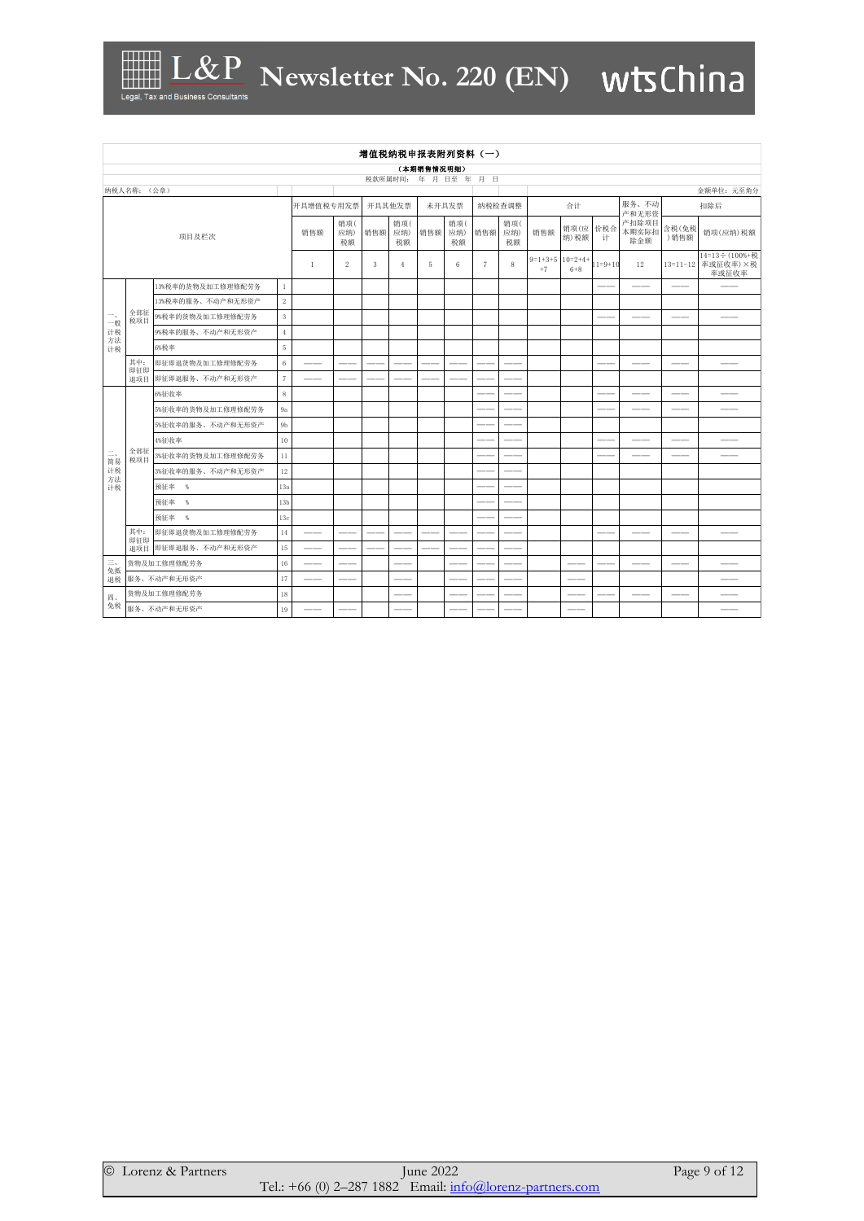**增值税纳税申报表附列资料（一）**

**（本期销售情况明细）**

税款所属时间： 年 月 日至 年 月 日

纳税人名称：（公章） 金额单位：元至角分

| 项目及栏次 | | | | 开具增值税专用发票 | | 开具其他发票 | | 未开具发票 | | 纳税检查调整 | | 合计 | | | 服务、不动产和无形资产扣除项目本期实际扣除金额 | 扣除后 | |
|---|---|---|---|---|---|---|---|---|---|---|---|---|---|---|---|---|---|
| | | | | 销售额 | 销项(应纳)税额 | 销售额 | 销项(应纳)税额 | 销售额 | 销项(应纳)税额 | 销售额 | 销项(应纳)税额 | 销售额 | 销项(应纳)税额 | 价税合计 | | 含税(免税)销售额 | 销项(应纳)税额 |
| | | | | 1 | 2 | 3 | 4 | 5 | 6 | 7 | 8 | 9=1+3+5+7 | 10=2+4+6+8 | 11=9+10 | 12 | 13=11-12 | 14=13÷(100%+税率或征收率)×税率或征收率 |
| 一、一般计税方法计税 | 全部征税项目 | 13%税率的货物及加工修理修配劳务 | 1 | | | | | | | | | | | —— | —— | —— | —— |
| | | 13%税率的服务、不动产和无形资产 | 2 | | | | | | | | | | | | | | |
| | | 9%税率的货物及加工修理修配劳务 | 3 | | | | | | | | | | | —— | —— | —— | —— |
| | | 9%税率的服务、不动产和无形资产 | 4 | | | | | | | | | | | | | | |
| | | 6%税率 | 5 | | | | | | | | | | | | | | |
| | 其中：即征即退项目 | 即征即退货物及加工修理修配劳务 | 6 | —— | —— | —— | —— | —— | —— | —— | —— | | | —— | —— | —— | —— |
| | | 即征即退服务、不动产和无形资产 | 7 | —— | —— | —— | —— | —— | —— | —— | —— | | | | | | |
| 二、简易计税方法计税 | 全部征税项目 | 6%征收率 | 8 | | | | | | | —— | —— | | | —— | —— | —— | —— |
| | | 5%征收率的货物及加工修理修配劳务 | 9a | | | | | | | —— | —— | | | —— | —— | —— | —— |
| | | 5%征收率的服务、不动产和无形资产 | 9b | | | | | | | —— | —— | | | | | | |
| | | 4%征收率 | 10 | | | | | | | —— | —— | | | —— | —— | —— | —— |
| | | 3%征收率的货物及加工修理修配劳务 | 11 | | | | | | | —— | —— | | | —— | —— | —— | —— |
| | | 3%征收率的服务、不动产和无形资产 | 12 | | | | | | | —— | —— | | | | | | |
| | | 预征率 % | 13a | | | | | | | —— | —— | | | | | | |
| | | 预征率 % | 13b | | | | | | | —— | —— | | | | | | |
| | | 预征率 % | 13c | | | | | | | —— | —— | | | | | | |
| | 其中：即征即退项目 | 即征即退货物及加工修理修配劳务 | 14 | —— | —— | —— | —— | —— | —— | —— | —— | | | —— | —— | —— | —— |
| | | 即征即退服务、不动产和无形资产 | 15 | —— | —— | —— | —— | —— | —— | —— | —— | | | | | | |
| 三、免抵退税 | | 货物及加工修理修配劳务 | 16 | —— | —— | | —— | | —— | —— | —— | | —— | —— | —— | —— | —— |
| | | 服务、不动产和无形资产 | 17 | —— | —— | | —— | | —— | —— | —— | | —— | | | | —— |
| 四、免税 | | 货物及加工修理修配劳务 | 18 | | —— | | —— | | —— | —— | —— | | —— | —— | —— | —— | —— |
| | | 服务、不动产和无形资产 | 19 | —— | —— | | —— | | —— | —— | —— | | —— | | | | —— |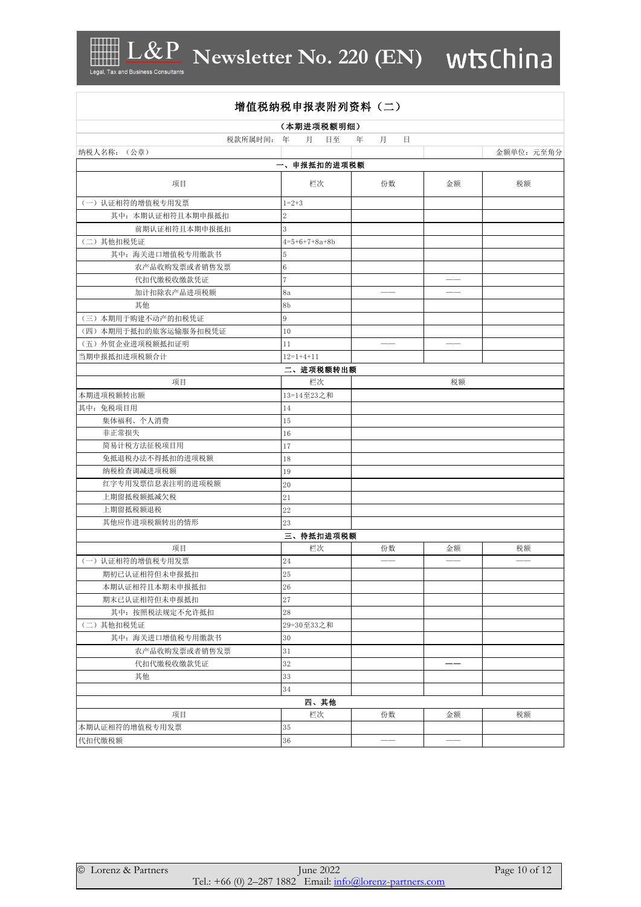## 增值税纳税申报表附列资料（二）

**（本期进项税额明细）**

税款所属时间： 年 月 日至 年 月 日

纳税人名称：（公章） 金额单位：元至角分

| 一、申报抵扣的进项税额 | | | | |
|---|---|---|---|---|
| 项目 | 栏次 | 份数 | 金额 | 税额 |
| （一）认证相符的增值税专用发票 | 1=2+3 | | | |
| 其中：本期认证相符且本期申报抵扣 | 2 | | | |
| 前期认证相符且本期申报抵扣 | 3 | | | |
| （二）其他扣税凭证 | 4=5+6+7+8a+8b | | | |
| 其中：海关进口增值税专用缴款书 | 5 | | | |
| 农产品收购发票或者销售发票 | 6 | | | |
| 代扣代缴税收缴款凭证 | 7 | | —— | |
| 加计扣除农产品进项税额 | 8a | —— | —— | |
| 其他 | 8b | | | |
| （三）本期用于购建不动产的扣税凭证 | 9 | | | |
| （四）本期用于抵扣的旅客运输服务扣税凭证 | 10 | | | |
| （五）外贸企业进项税额抵扣证明 | 11 | —— | —— | |
| 当期申报抵扣进项税额合计 | 12=1+4+11 | | | |

| 二、进项税额转出额 | | |
|---|---|---|
| 项目 | 栏次 | 税额 |
| 本期进项税额转出额 | 13=14至23之和 | |
| 其中：免税项目用 | 14 | |
| 集体福利、个人消费 | 15 | |
| 非正常损失 | 16 | |
| 简易计税方法征税项目用 | 17 | |
| 免抵退税办法不得抵扣的进项税额 | 18 | |
| 纳税检查调减进项税额 | 19 | |
| 红字专用发票信息表注明的进项税额 | 20 | |
| 上期留抵税额抵减欠税 | 21 | |
| 上期留抵税额退税 | 22 | |
| 其他应作进项税额转出的情形 | 23 | |

| 三、待抵扣进项税额 | | | | |
|---|---|---|---|---|
| 项目 | 栏次 | 份数 | 金额 | 税额 |
| （一）认证相符的增值税专用发票 | 24 | —— | —— | —— |
| 期初已认证相符但未申报抵扣 | 25 | | | |
| 本期认证相符且本期未申报抵扣 | 26 | | | |
| 期末已认证相符但未申报抵扣 | 27 | | | |
| 其中：按照税法规定不允许抵扣 | 28 | | | |
| （二）其他扣税凭证 | 29=30至33之和 | | | |
| 其中：海关进口增值税专用缴款书 | 30 | | | |
| 农产品收购发票或者销售发票 | 31 | | | |
| 代扣代缴税收缴款凭证 | 32 | | —— | |
| 其他 | 33 | | | |
| | 34 | | | |

| 四、其他 | | | | |
|---|---|---|---|---|
| 项目 | 栏次 | 份数 | 金额 | 税额 |
| 本期认证相符的增值税专用发票 | 35 | | | |
| 代扣代缴税额 | 36 | —— | —— | |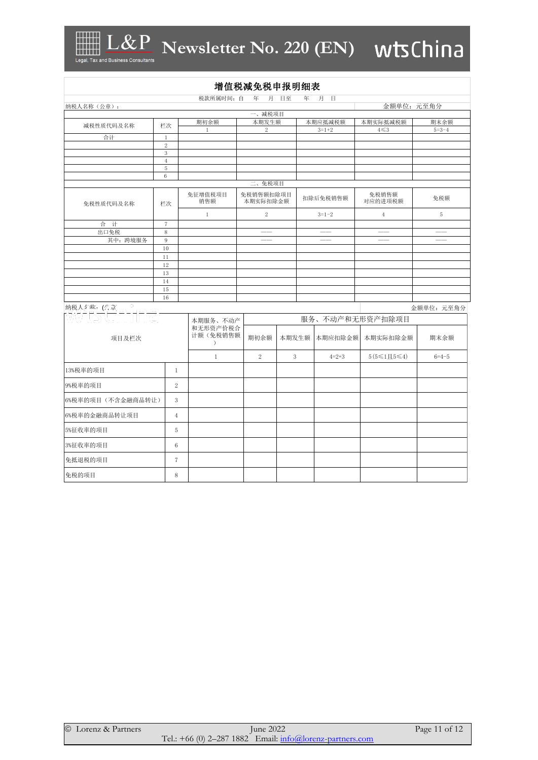## 增值税减免税申报明细表

税款所属时间：自　年　月　日至　年　月　日

纳税人名称（公章）：　　　　　　　　　　　　　　　　　　　　　　金额单位：元至角分

| 一、减税项目 | | | | | | |
|---|---|---|---|---|---|---|
| 减税性质代码及名称 | 栏次 | 期初余额 | 本期发生额 | 本期应抵减税额 | 本期实际抵减税额 | 期末余额 |
| | | 1 | 2 | 3=1+2 | 4≤3 | 5=3-4 |
| 合计 | 1 | | | | | |
| | 2 | | | | | |
| | 3 | | | | | |
| | 4 | | | | | |
| | 5 | | | | | |
| | 6 | | | | | |

| 二、免税项目 | | | | | | |
|---|---|---|---|---|---|---|
| 免税性质代码及名称 | 栏次 | 免征增值税项目销售额 | 免税销售额扣除项目本期实际扣除金额 | 扣除后免税销售额 | 免税销售额对应的进项税额 | 免税额 |
| | | 1 | 2 | 3=1-2 | 4 | 5 |
| 合　计 | 7 | | | | | |
| 出口免税 | 8 | | —— | —— | —— | —— |
| 其中：跨境服务 | 9 | | —— | —— | —— | —— |
| | 10 | | | | | |
| | 11 | | | | | |
| | 12 | | | | | |
| | 13 | | | | | |
| | 14 | | | | | |
| | 15 | | | | | |
| | 16 | | | | | |

纳税人名称：(公章)　　　　　　　　　　　　　　　　　　　　　　金额单位：元至角分

| 项目及栏次 | | 本期服务、不动产和无形资产价税合计额（免税销售额） | 服务、不动产和无形资产扣除项目 | | | | |
|---|---|---|---|---|---|---|---|
| | | | 期初余额 | 本期发生额 | 本期应扣除金额 | 本期实际扣除金额 | 期末余额 |
| | | 1 | 2 | 3 | 4=2+3 | 5(5≤1且5≤4) | 6=4-5 |
| 13%税率的项目 | 1 | | | | | | |
| 9%税率的项目 | 2 | | | | | | |
| 6%税率的项目（不含金融商品转让） | 3 | | | | | | |
| 6%税率的金融商品转让项目 | 4 | | | | | | |
| 5%征收率的项目 | 5 | | | | | | |
| 3%征收率的项目 | 6 | | | | | | |
| 免抵退税的项目 | 7 | | | | | | |
| 免税的项目 | 8 | | | | | | |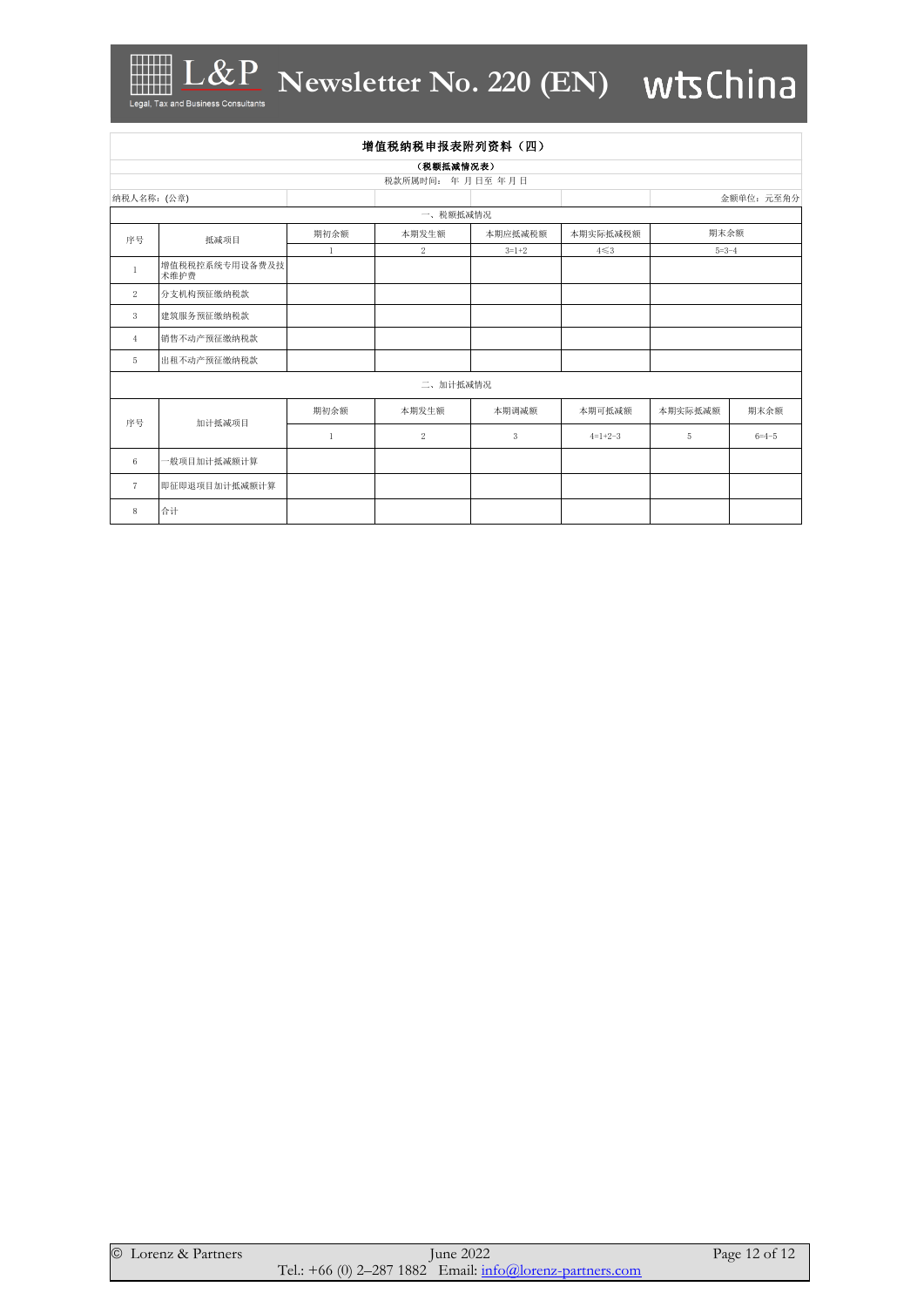## 增值税纳税申报表附列资料（四）

**（税额抵减情况表）**

税款所属时间： 年 月 日至 年 月 日

纳税人名称：(公章) 金额单位：元至角分

一、税额抵减情况

| 序号 | 抵减项目 | 期初余额 | 本期发生额 | 本期应抵减税额 | 本期实际抵减税额 | 期末余额 |
|---|---|---|---|---|---|---|
| | | 1 | 2 | 3=1+2 | 4≤3 | 5=3-4 |
| 1 | 增值税税控系统专用设备费及技术维护费 | | | | | |
| 2 | 分支机构预征缴纳税款 | | | | | |
| 3 | 建筑服务预征缴纳税款 | | | | | |
| 4 | 销售不动产预征缴纳税款 | | | | | |
| 5 | 出租不动产预征缴纳税款 | | | | | |

二、加计抵减情况

| 序号 | 加计抵减项目 | 期初余额 | 本期发生额 | 本期调减额 | 本期可抵减额 | 本期实际抵减额 | 期末余额 |
|---|---|---|---|---|---|---|---|
| | | 1 | 2 | 3 | 4=1+2-3 | 5 | 6=4-5 |
| 6 | 一般项目加计抵减额计算 | | | | | | |
| 7 | 即征即退项目加计抵减额计算 | | | | | | |
| 8 | 合计 | | | | | | |